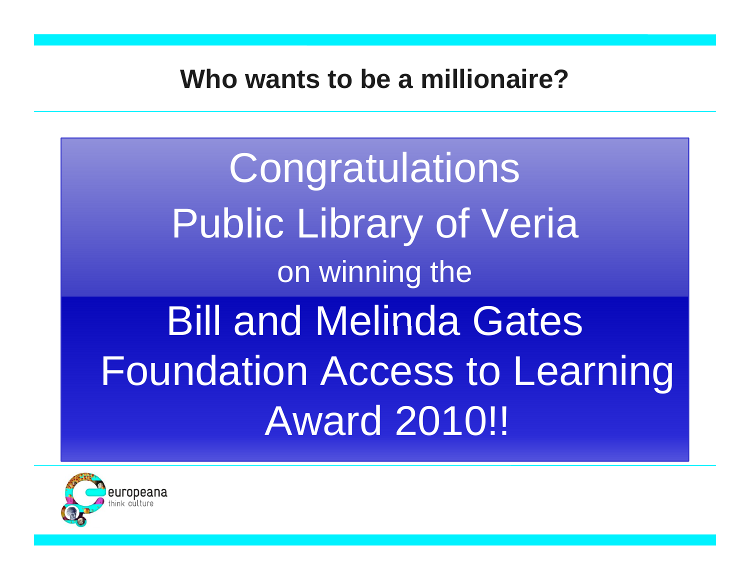# Who wants to be a millionaire?

Congratulations

Public Library of Veria

on winning the

Bill and Melinda Gates Foundation Access to Learning Award 2010!!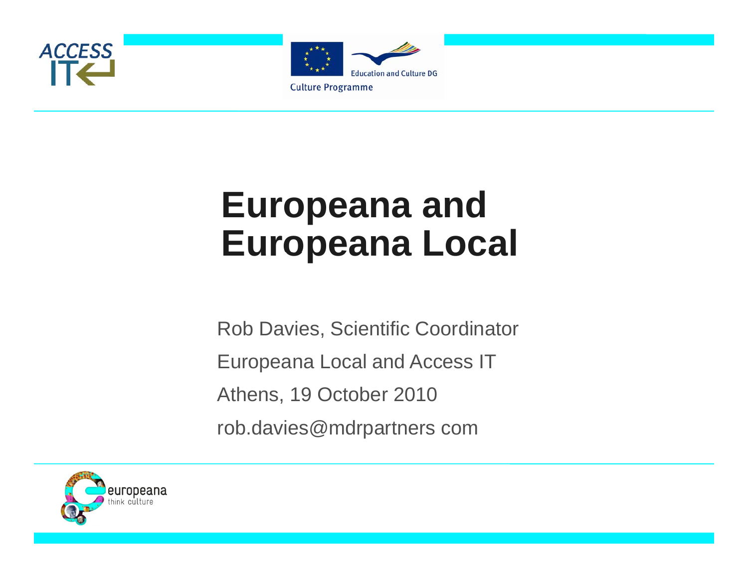# Europeana and Europeana Local

Rob Davies, Scientific Coordinator

Europeana Local and Access IT

Athens, 19 October 2010

rob.davies@mdrpartners com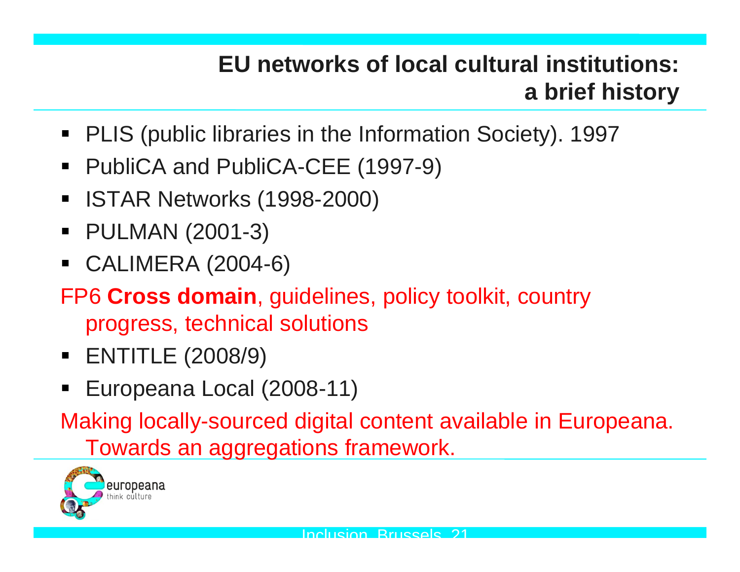# EU networks of local cultural institutions: a brief history

- PLIS (public libraries in the Information Society). 1997
- PubliCA and PubliCA-CEE (1997-9)
- ISTAR Networks (1998-2000)
- PULMAN (2001-3)
- CALIMERA (2004-6)

FP6 **Cross domain**, guidelines, policy toolkit, country progress, technical solutions

- ENTITLE (2008/9)
- Europeana Local (2008-11)

Making locally-sourced digital content available in Europeana. Towards an aggregations framework.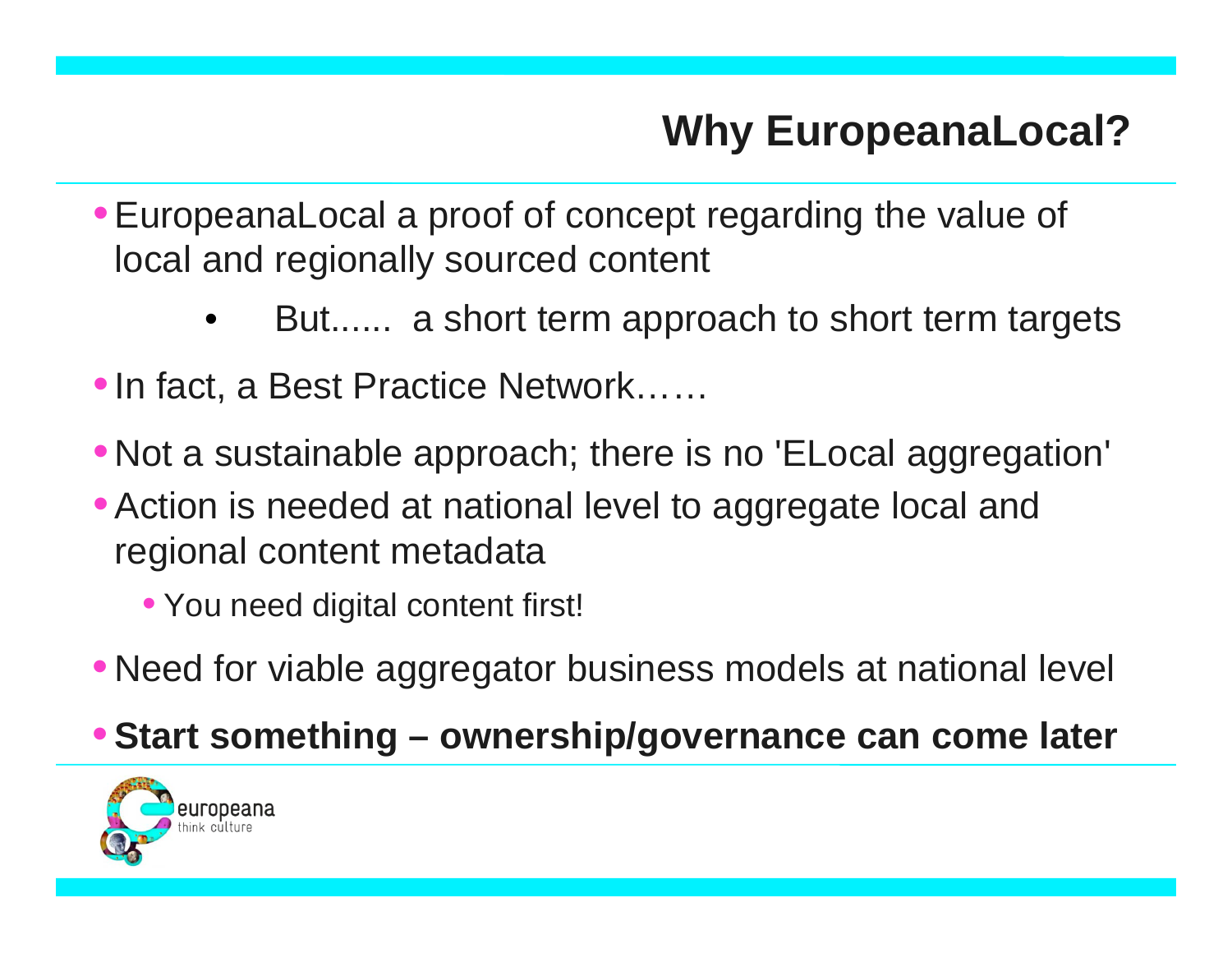# Why EuropeanaLocal?

- EuropeanaLocal a proof of concept regarding the value of local and regionally sourced content
    - But...... a short term approach to short term targets
- In fact, a Best Practice Network……
- Not a sustainable approach; there is no 'ELocal aggregation'
- Action is needed at national level to aggregate local and regional content metadata
    - You need digital content first!
- Need for viable aggregator business models at national level
- **Start something – ownership/governance can come later**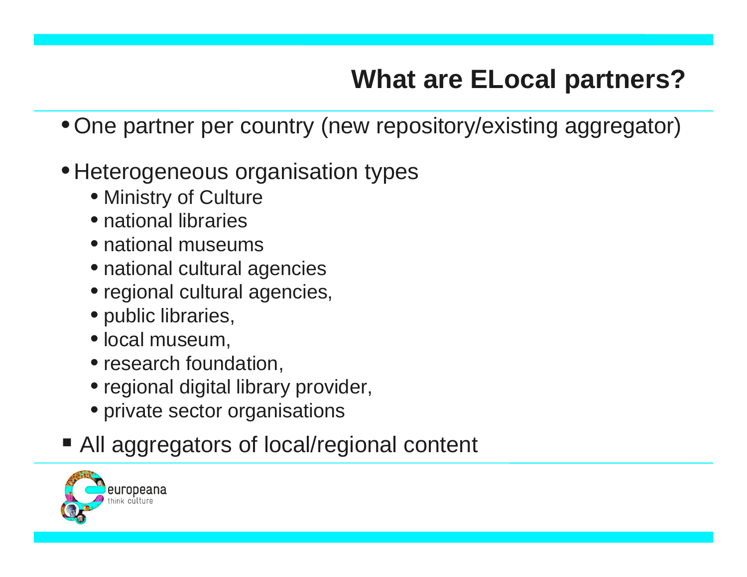# What are ELocal partners?

- One partner per country (new repository/existing aggregator)
- Heterogeneous organisation types
  - Ministry of Culture
  - national libraries
  - national museums
  - national cultural agencies
  - regional cultural agencies,
  - public libraries,
  - local museum,
  - research foundation,
  - regional digital library provider,
  - private sector organisations
- All aggregators of local/regional content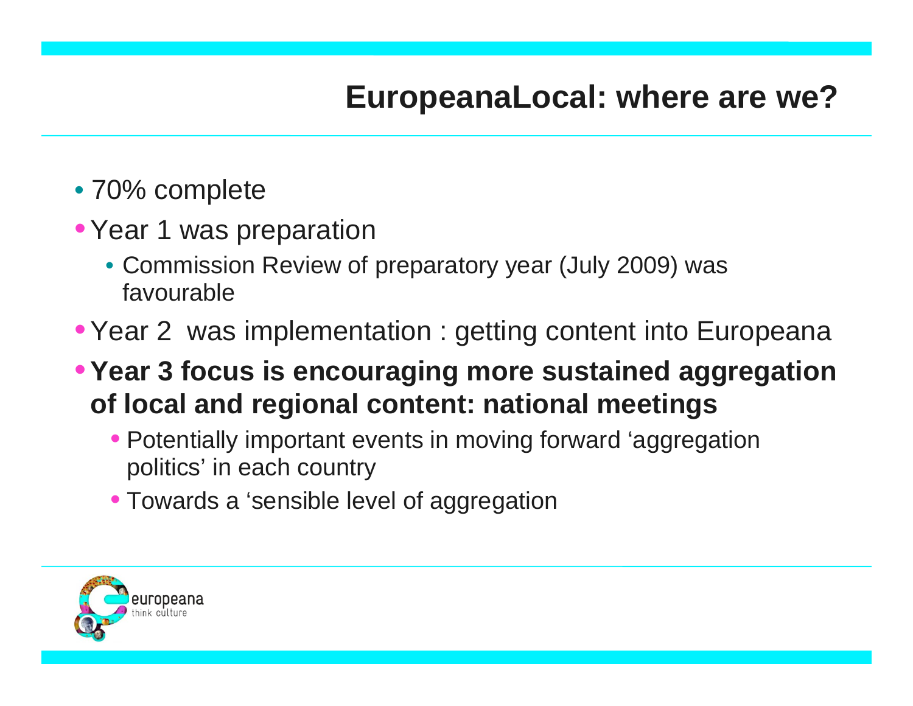# EuropeanaLocal: where are we?

- 70% complete
- Year 1 was preparation
  - Commission Review of preparatory year (July 2009) was favourable
- Year 2 was implementation : getting content into Europeana
- **Year 3 focus is encouraging more sustained aggregation of local and regional content: national meetings**
  - Potentially important events in moving forward ‘aggregation politics’ in each country
  - Towards a ‘sensible level of aggregation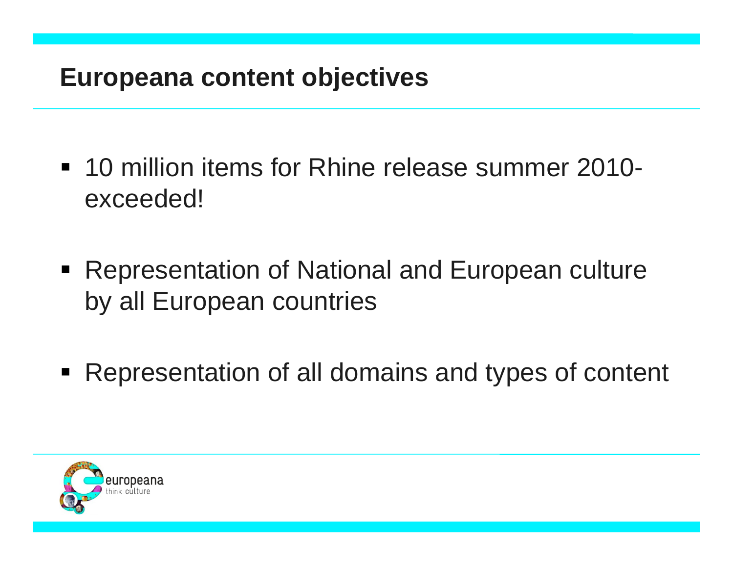## Europeana content objectives

- 10 million items for Rhine release summer 2010- exceeded!
- Representation of National and European culture by all European countries
- Representation of all domains and types of content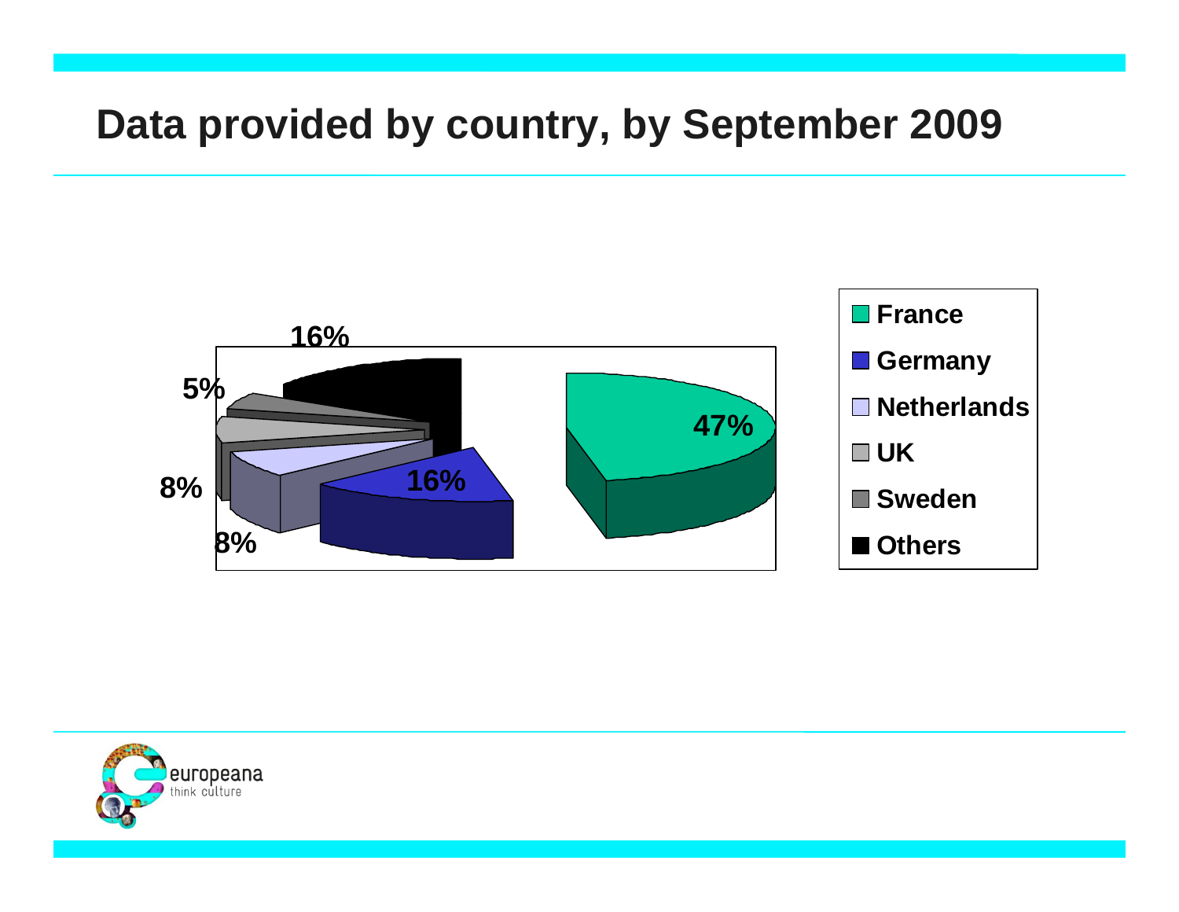# Data provided by country, by September 2009

| Country | Share |
|---|---|
| France | 47% |
| Germany | 16% |
| Netherlands | 8% |
| UK | 8% |
| Sweden | 5% |
| Others | 16% |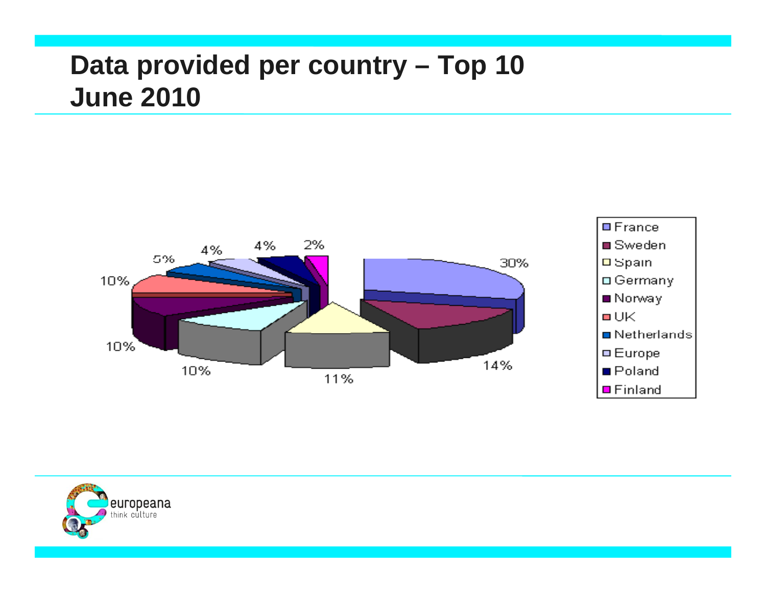# Data provided per country – Top 10 June 2010

| Country | Share |
| --- | --- |
| France | 30% |
| Sweden | 14% |
| Spain | 11% |
| Germany | 10% |
| Norway | 10% |
| UK | 10% |
| Netherlands | 5% |
| Europe | 4% |
| Poland | 4% |
| Finland | 2% |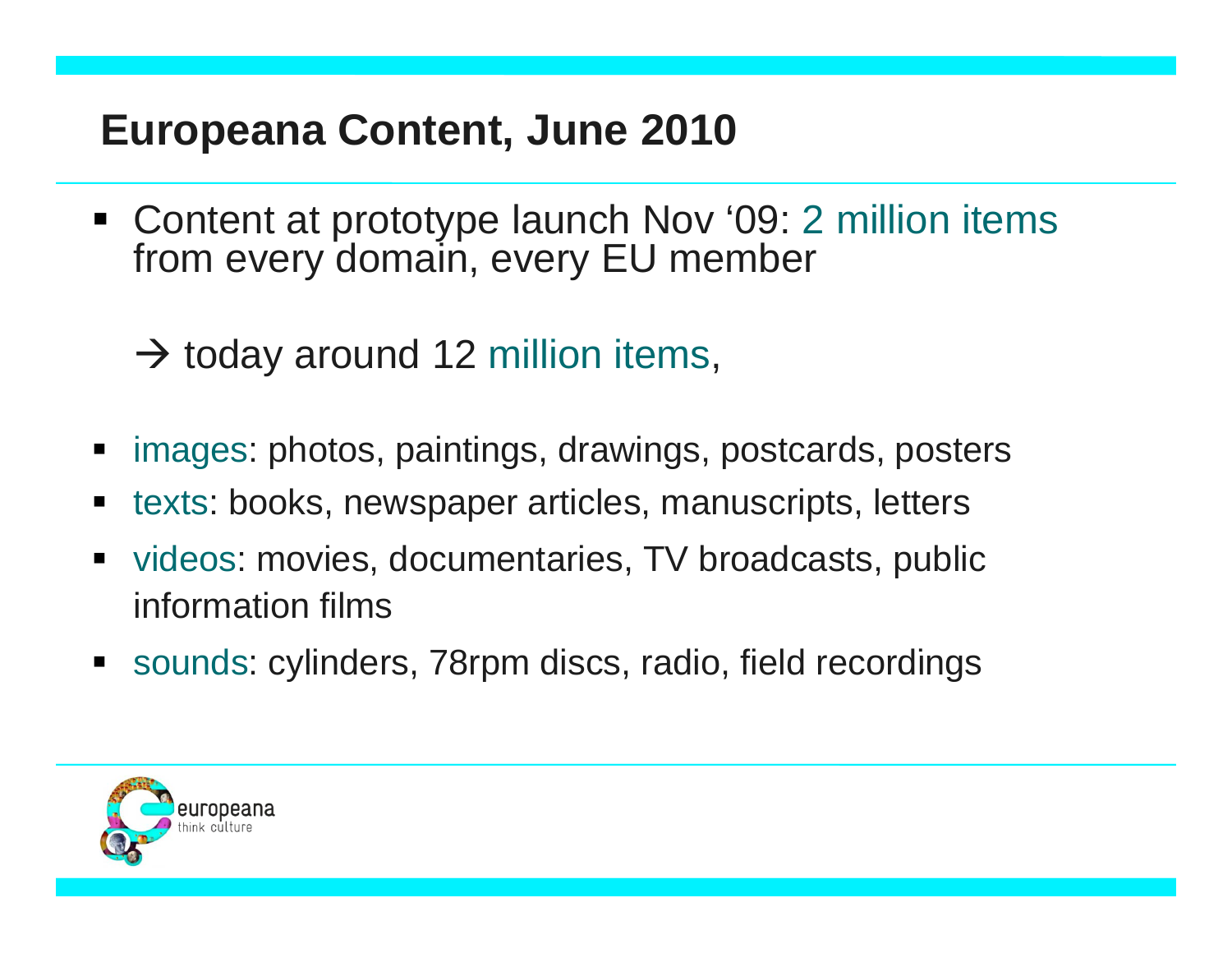# Europeana Content, June 2010

- Content at prototype launch Nov '09: 2 million items from every domain, every EU member

  → today around 12 million items,

- images: photos, paintings, drawings, postcards, posters
- texts: books, newspaper articles, manuscripts, letters
- videos: movies, documentaries, TV broadcasts, public information films
- sounds: cylinders, 78rpm discs, radio, field recordings

europeana
think culture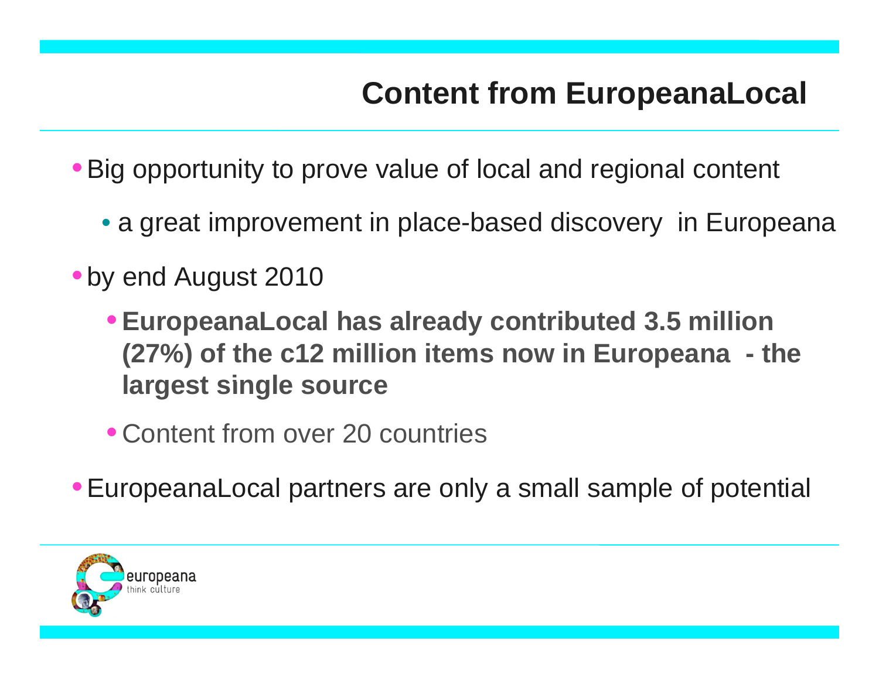# Content from EuropeanaLocal

- Big opportunity to prove value of local and regional content
  - a great improvement in place-based discovery in Europeana
- by end August 2010
  - **EuropeanaLocal has already contributed 3.5 million (27%) of the c12 million items now in Europeana - the largest single source**
  - Content from over 20 countries
- EuropeanaLocal partners are only a small sample of potential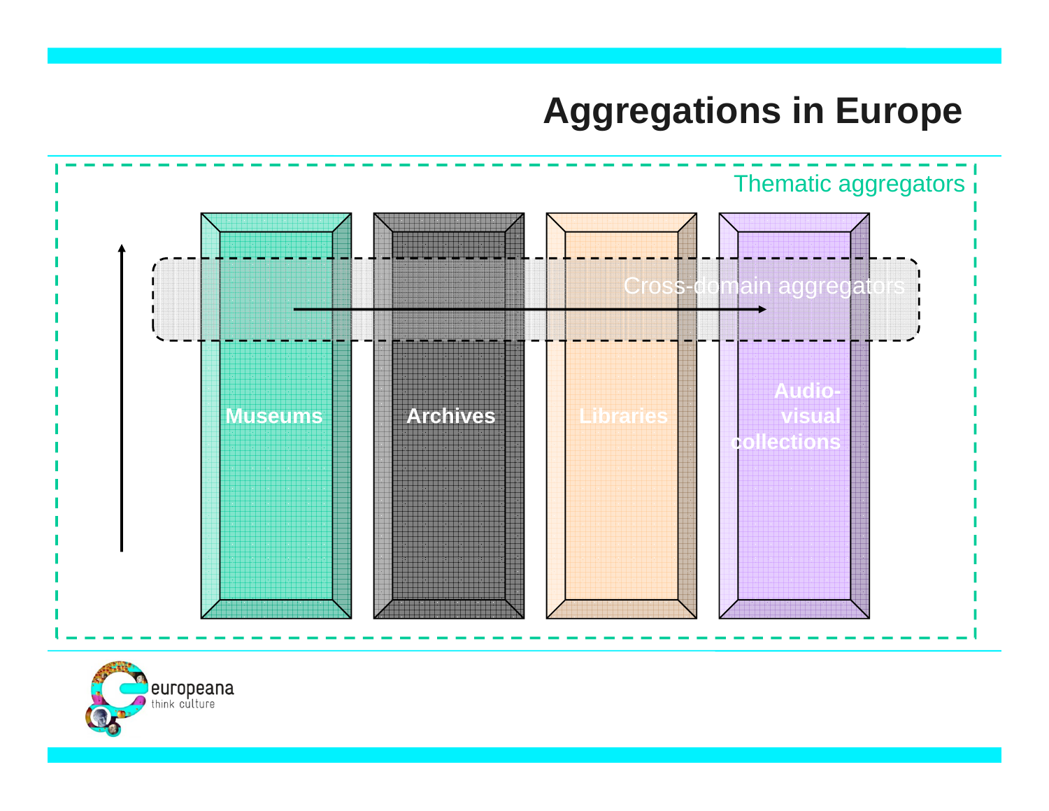# Aggregations in Europe

Thematic aggregators

Cross-domain aggregators

Museums

Archives

Libraries

Audio-visual collections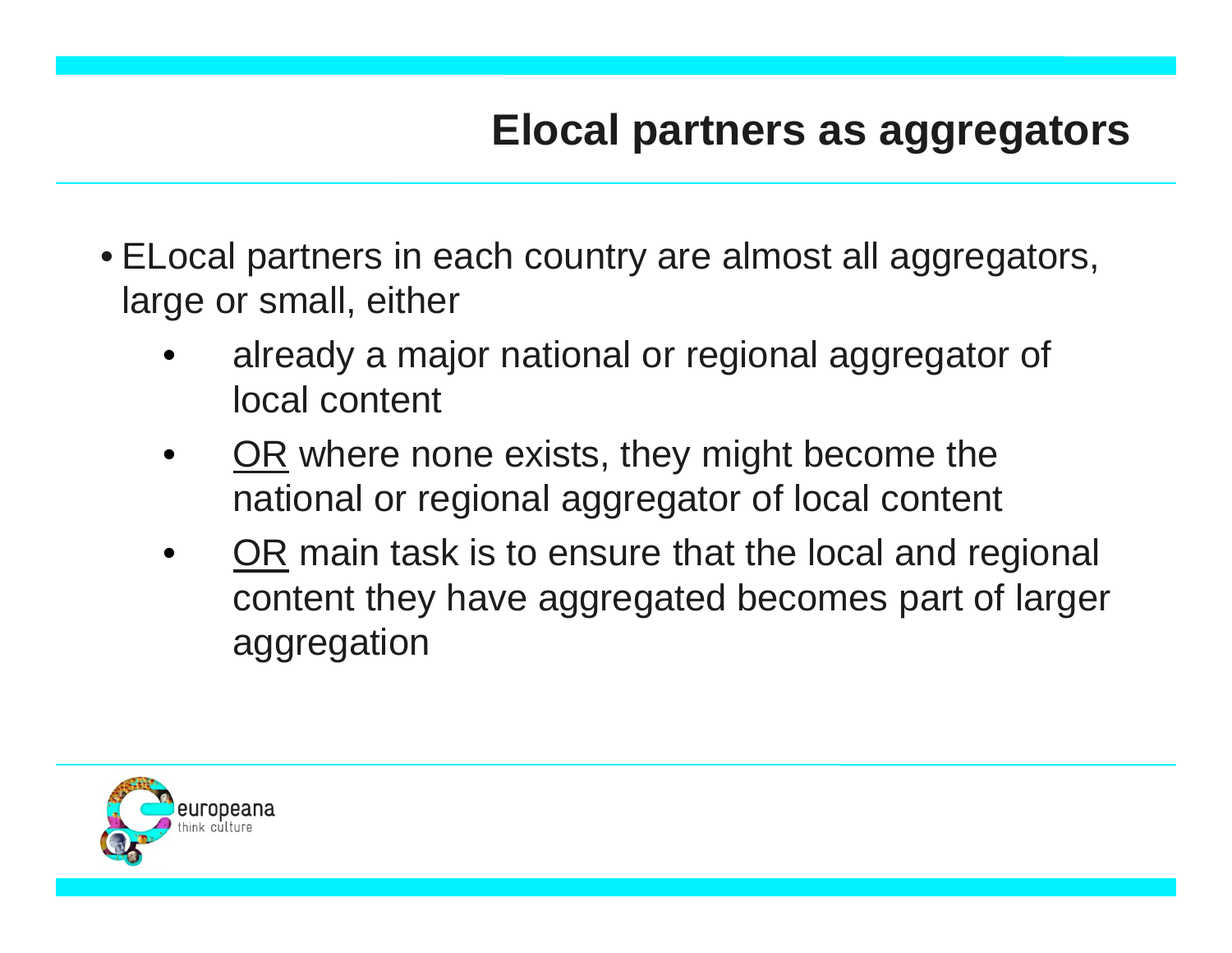# Elocal partners as aggregators

- ELocal partners in each country are almost all aggregators, large or small, either
  - already a major national or regional aggregator of local content
  - <u>OR</u> where none exists, they might become the national or regional aggregator of local content
  - <u>OR</u> main task is to ensure that the local and regional content they have aggregated becomes part of larger aggregation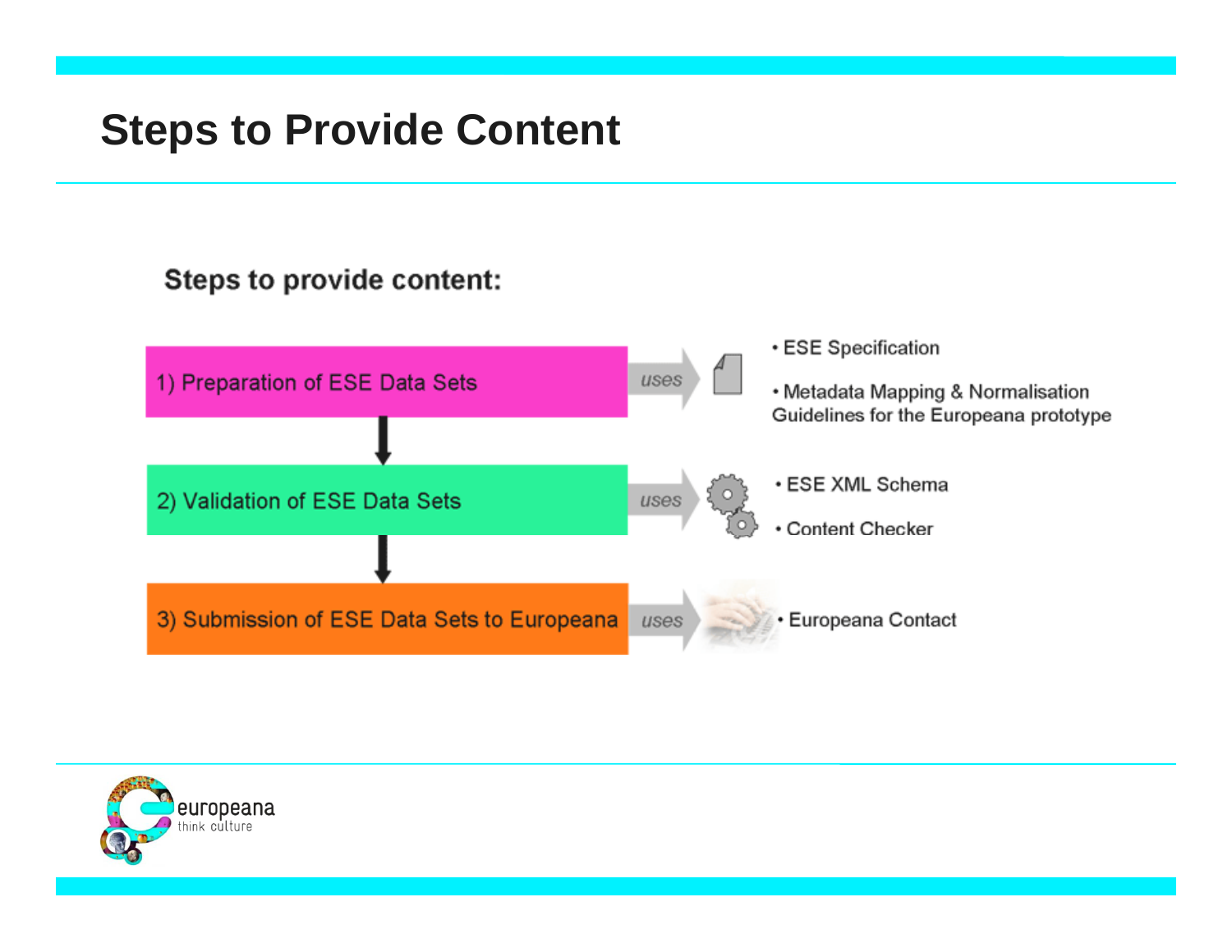# Steps to Provide Content

**Steps to provide content:**

1) Preparation of ESE Data Sets — *uses*
   - ESE Specification
   - Metadata Mapping & Normalisation Guidelines for the Europeana prototype

2) Validation of ESE Data Sets — *uses*
   - ESE XML Schema
   - Content Checker

3) Submission of ESE Data Sets to Europeana — *uses*
   - Europeana Contact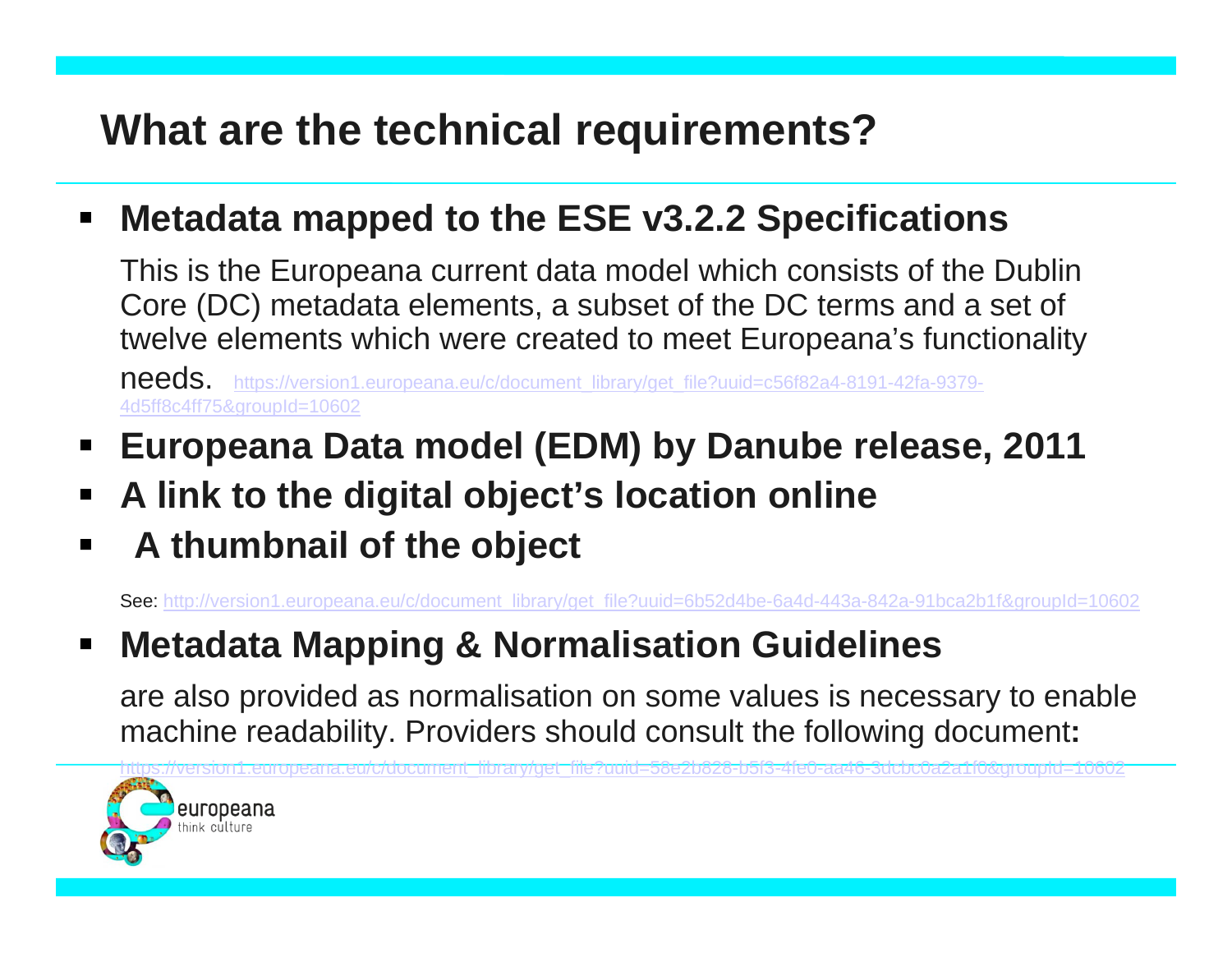# What are the technical requirements?

- **Metadata mapped to the ESE v3.2.2 Specifications**

  This is the Europeana current data model which consists of the Dublin Core (DC) metadata elements, a subset of the DC terms and a set of twelve elements which were created to meet Europeana's functionality needs. https://version1.europeana.eu/c/document_library/get_file?uuid=c56f82a4-8191-42fa-9379-4d5ff8c4ff75&groupId=10602

- **Europeana Data model (EDM) by Danube release, 2011**
- **A link to the digital object's location online**
- **A thumbnail of the object**

See: http://version1.europeana.eu/c/document_library/get_file?uuid=6b52d4be-6a4d-443a-842a-91bca2b1f&groupId=10602

- **Metadata Mapping & Normalisation Guidelines**

  are also provided as normalisation on some values is necessary to enable machine readability. Providers should consult the following document**:**

  https://version1.europeana.eu/c/document_library/get_file?uuid=58e2b828-b5f3-4fe0-aa46-3dcbc0a2a1f0&groupId=10602

europeana
think culture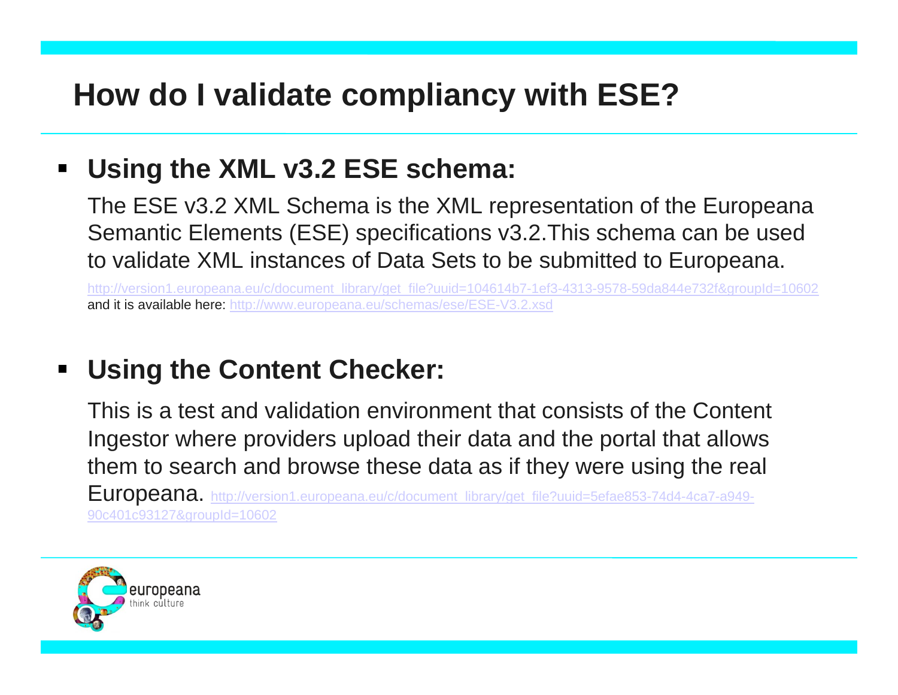# How do I validate compliancy with ESE?

- **Using the XML v3.2 ESE schema:**

  The ESE v3.2 XML Schema is the XML representation of the Europeana Semantic Elements (ESE) specifications v3.2.This schema can be used to validate XML instances of Data Sets to be submitted to Europeana.

  http://version1.europeana.eu/c/document_library/get_file?uuid=104614b7-1ef3-4313-9578-59da844e732f&groupId=10602
  and it is available here: http://www.europeana.eu/schemas/ese/ESE-V3.2.xsd

- **Using the Content Checker:**

  This is a test and validation environment that consists of the Content Ingestor where providers upload their data and the portal that allows them to search and browse these data as if they were using the real Europeana. http://version1.europeana.eu/c/document_library/get_file?uuid=5efae853-74d4-4ca7-a949-90c401c93127&groupId=10602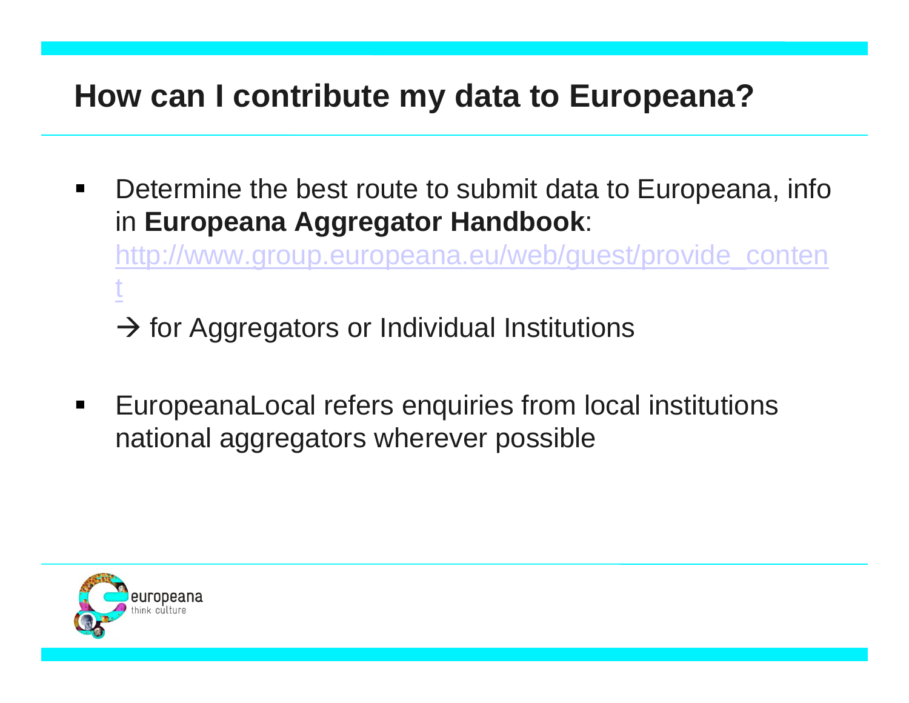# How can I contribute my data to Europeana?

- Determine the best route to submit data to Europeana, info in **Europeana Aggregator Handbook**: http://www.group.europeana.eu/web/guest/provide_content

  → for Aggregators or Individual Institutions

- EuropeanaLocal refers enquiries from local institutions national aggregators wherever possible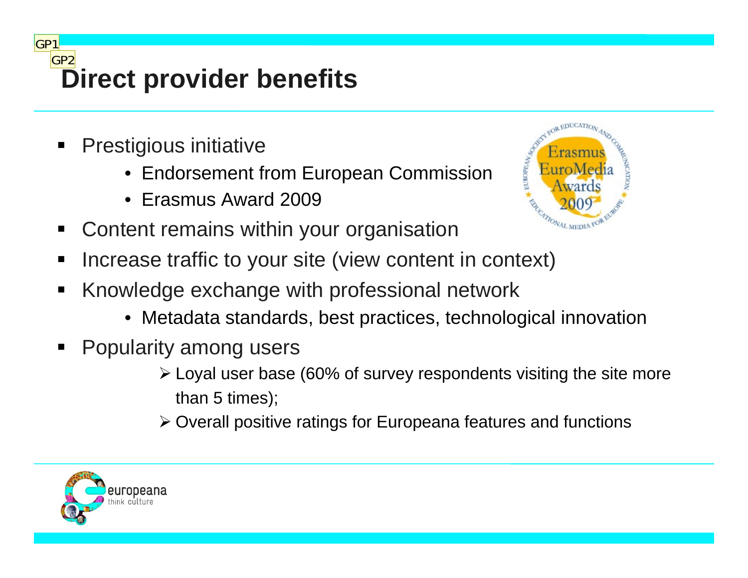# Direct provider benefits

- Prestigious initiative
  - Endorsement from European Commission
  - Erasmus Award 2009
- Content remains within your organisation
- Increase traffic to your site (view content in context)
- Knowledge exchange with professional network
  - Metadata standards, best practices, technological innovation
- Popularity among users
  - Loyal user base (60% of survey respondents visiting the site more than 5 times);
  - Overall positive ratings for Europeana features and functions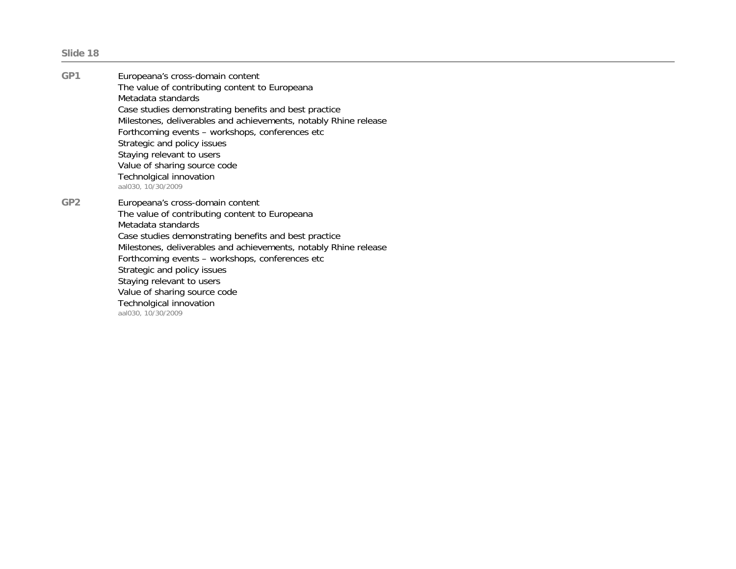**Slide 18**

---

**GP1**

Europeana's cross-domain content
The value of contributing content to Europeana
Metadata standards
Case studies demonstrating benefits and best practice
Milestones, deliverables and achievements, notably Rhine release
Forthcoming events – workshops, conferences etc
Strategic and policy issues
Staying relevant to users
Value of sharing source code
Technolgical innovation
aal030, 10/30/2009

**GP2**

Europeana's cross-domain content
The value of contributing content to Europeana
Metadata standards
Case studies demonstrating benefits and best practice
Milestones, deliverables and achievements, notably Rhine release
Forthcoming events – workshops, conferences etc
Strategic and policy issues
Staying relevant to users
Value of sharing source code
Technolgical innovation
aal030, 10/30/2009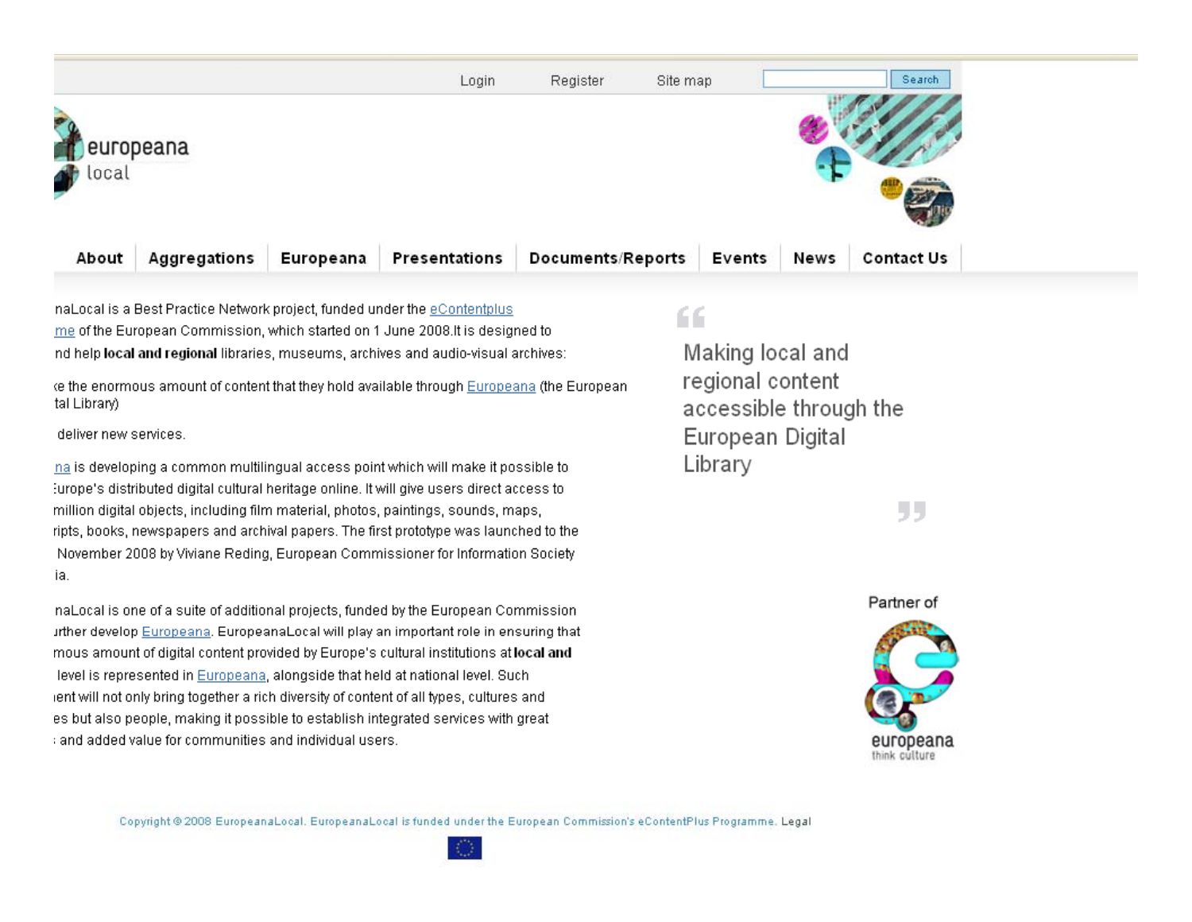Login Register Site map Search

europeana local

About | Aggregations | Europeana | Presentations | Documents/Reports | Events | News | Contact Us

naLocal is a Best Practice Network project, funded under the eContentplus me of the European Commission, which started on 1 June 2008.It is designed to nd help **local and regional** libraries, museums, archives and audio-visual archives:

‹e the enormous amount of content that they hold available through Europeana (the European tal Library)

deliver new services.

na is developing a common multilingual access point which will make it possible to Europe's distributed digital cultural heritage online. It will give users direct access to million digital objects, including film material, photos, paintings, sounds, maps, ripts, books, newspapers and archival papers. The first prototype was launched to the November 2008 by Viviane Reding, European Commissioner for Information Society ia.

naLocal is one of a suite of additional projects, funded by the European Commission urther develop Europeana. EuropeanaLocal will play an important role in ensuring that mous amount of digital content provided by Europe's cultural institutions at **local and** level is represented in Europeana, alongside that held at national level. Such ent will not only bring together a rich diversity of content of all types, cultures and es but also people, making it possible to establish integrated services with great and added value for communities and individual users.

> Making local and regional content accessible through the European Digital Library

Partner of

europeana
think culture

Copyright © 2008 EuropeanaLocal. EuropeanaLocal is funded under the European Commission's eContentPlus Programme. Legal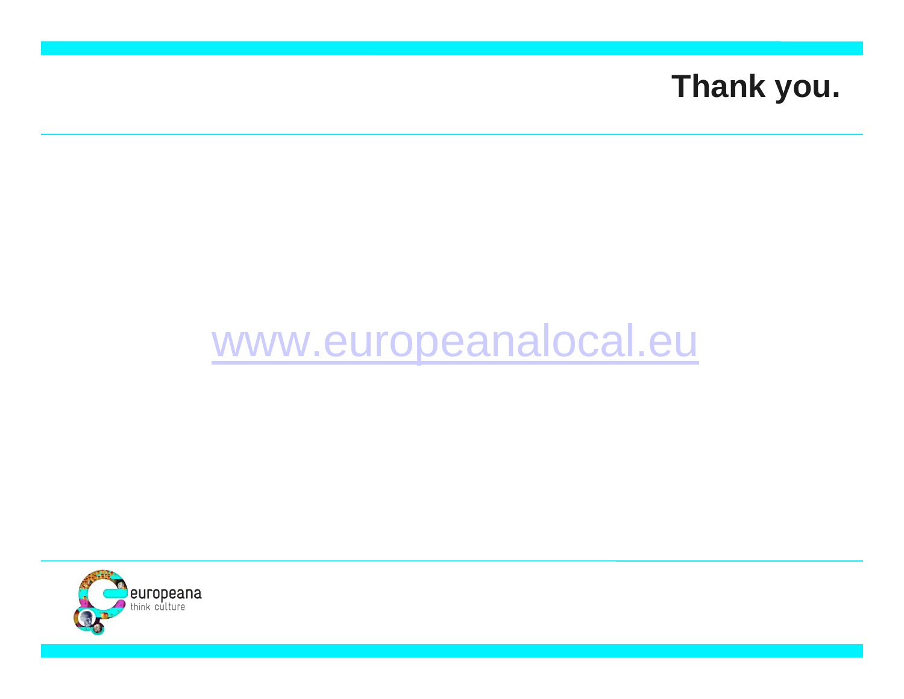# Thank you.

www.europeanalocal.eu